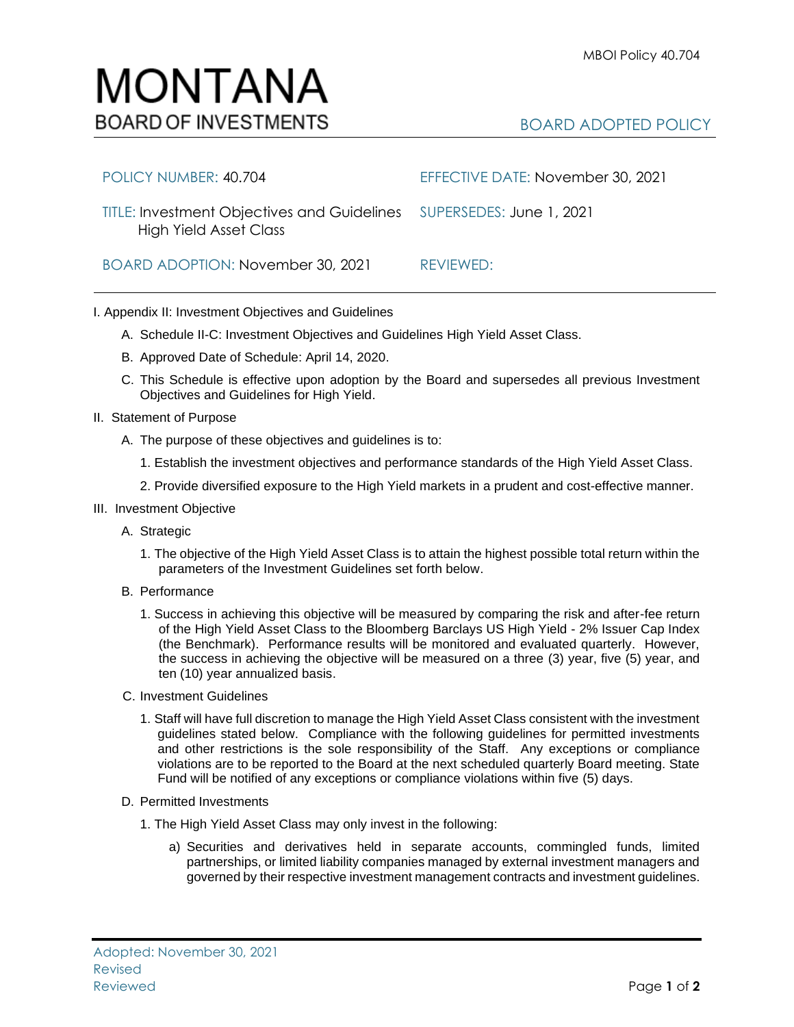# MONTANA
## BOARD OF INVESTMENTS

BOARD ADOPTED POLICY

| | |
|---|---|
| POLICY NUMBER: 40.704 | EFFECTIVE DATE: November 30, 2021 |
| TITLE: Investment Objectives and Guidelines High Yield Asset Class | SUPERSEDES: June 1, 2021 |
| BOARD ADOPTION: November 30, 2021 | REVIEWED: |

I. Appendix II: Investment Objectives and Guidelines

   A. Schedule II-C: Investment Objectives and Guidelines High Yield Asset Class.

   B. Approved Date of Schedule: April 14, 2020.

   C. This Schedule is effective upon adoption by the Board and supersedes all previous Investment Objectives and Guidelines for High Yield.

II. Statement of Purpose

   A. The purpose of these objectives and guidelines is to:

      1. Establish the investment objectives and performance standards of the High Yield Asset Class.

      2. Provide diversified exposure to the High Yield markets in a prudent and cost-effective manner.

III. Investment Objective

   A. Strategic

      1. The objective of the High Yield Asset Class is to attain the highest possible total return within the parameters of the Investment Guidelines set forth below.

   B. Performance

      1. Success in achieving this objective will be measured by comparing the risk and after-fee return of the High Yield Asset Class to the Bloomberg Barclays US High Yield - 2% Issuer Cap Index (the Benchmark). Performance results will be monitored and evaluated quarterly. However, the success in achieving the objective will be measured on a three (3) year, five (5) year, and ten (10) year annualized basis.

   C. Investment Guidelines

      1. Staff will have full discretion to manage the High Yield Asset Class consistent with the investment guidelines stated below. Compliance with the following guidelines for permitted investments and other restrictions is the sole responsibility of the Staff. Any exceptions or compliance violations are to be reported to the Board at the next scheduled quarterly Board meeting. State Fund will be notified of any exceptions or compliance violations within five (5) days.

   D. Permitted Investments

      1. The High Yield Asset Class may only invest in the following:

         a) Securities and derivatives held in separate accounts, commingled funds, limited partnerships, or limited liability companies managed by external investment managers and governed by their respective investment management contracts and investment guidelines.

Adopted: November 30, 2021
Revised
Reviewed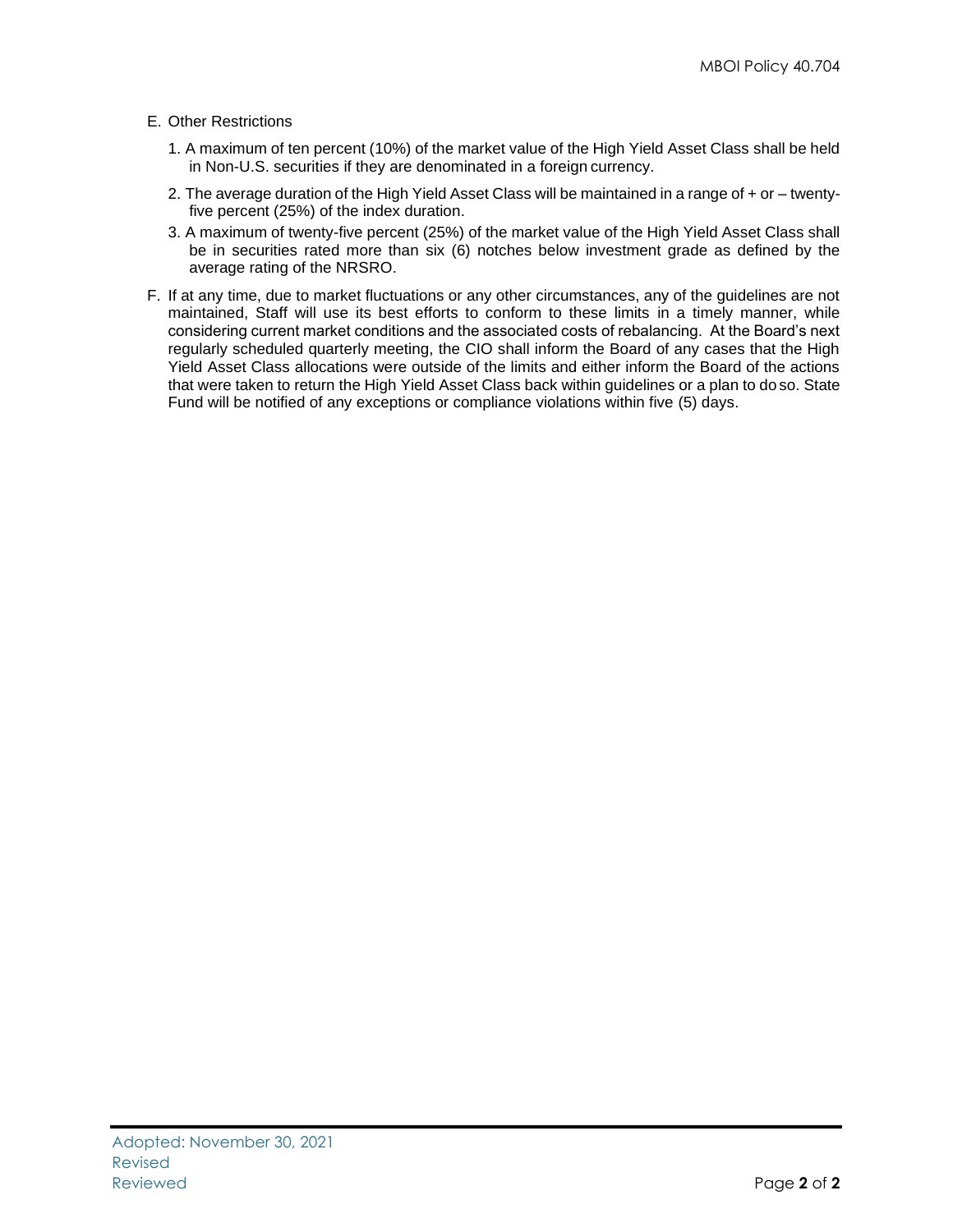E. Other Restrictions

1. A maximum of ten percent (10%) of the market value of the High Yield Asset Class shall be held in Non-U.S. securities if they are denominated in a foreign currency.
2. The average duration of the High Yield Asset Class will be maintained in a range of + or – twenty-five percent (25%) of the index duration.
3. A maximum of twenty-five percent (25%) of the market value of the High Yield Asset Class shall be in securities rated more than six (6) notches below investment grade as defined by the average rating of the NRSRO.

F. If at any time, due to market fluctuations or any other circumstances, any of the guidelines are not maintained, Staff will use its best efforts to conform to these limits in a timely manner, while considering current market conditions and the associated costs of rebalancing. At the Board's next regularly scheduled quarterly meeting, the CIO shall inform the Board of any cases that the High Yield Asset Class allocations were outside of the limits and either inform the Board of the actions that were taken to return the High Yield Asset Class back within guidelines or a plan to do so. State Fund will be notified of any exceptions or compliance violations within five (5) days.

Adopted: November 30, 2021
Revised
Reviewed